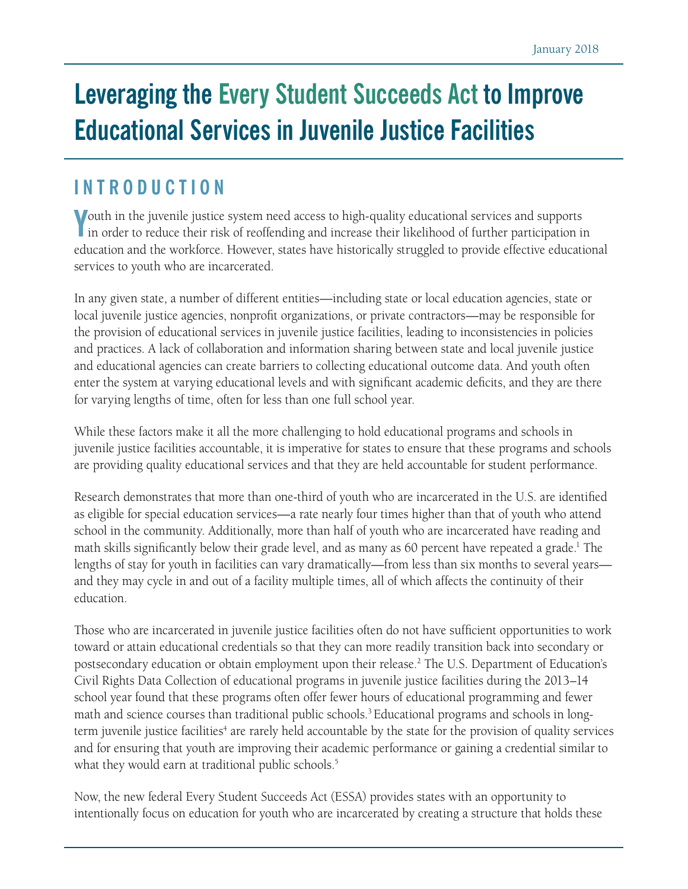January 2018

# Leveraging the Every Student Succeeds Act to Improve Educational Services in Juvenile Justice Facilities

## INTRODUCTION

Youth in the juvenile justice system need access to high-quality educational services and supports in order to reduce their risk of reoffending and increase their likelihood of further participation in education and the workforce. However, states have historically struggled to provide effective educational services to youth who are incarcerated.

In any given state, a number of different entities—including state or local education agencies, state or local juvenile justice agencies, nonprofit organizations, or private contractors—may be responsible for the provision of educational services in juvenile justice facilities, leading to inconsistencies in policies and practices. A lack of collaboration and information sharing between state and local juvenile justice and educational agencies can create barriers to collecting educational outcome data. And youth often enter the system at varying educational levels and with significant academic deficits, and they are there for varying lengths of time, often for less than one full school year.

While these factors make it all the more challenging to hold educational programs and schools in juvenile justice facilities accountable, it is imperative for states to ensure that these programs and schools are providing quality educational services and that they are held accountable for student performance.

Research demonstrates that more than one-third of youth who are incarcerated in the U.S. are identified as eligible for special education services—a rate nearly four times higher than that of youth who attend school in the community. Additionally, more than half of youth who are incarcerated have reading and math skills significantly below their grade level, and as many as 60 percent have repeated a grade.[1] The lengths of stay for youth in facilities can vary dramatically—from less than six months to several years—and they may cycle in and out of a facility multiple times, all of which affects the continuity of their education.

Those who are incarcerated in juvenile justice facilities often do not have sufficient opportunities to work toward or attain educational credentials so that they can more readily transition back into secondary or postsecondary education or obtain employment upon their release.[2] The U.S. Department of Education's Civil Rights Data Collection of educational programs in juvenile justice facilities during the 2013–14 school year found that these programs often offer fewer hours of educational programming and fewer math and science courses than traditional public schools.[3] Educational programs and schools in long-term juvenile justice facilities[4] are rarely held accountable by the state for the provision of quality services and for ensuring that youth are improving their academic performance or gaining a credential similar to what they would earn at traditional public schools.[5]

Now, the new federal Every Student Succeeds Act (ESSA) provides states with an opportunity to intentionally focus on education for youth who are incarcerated by creating a structure that holds these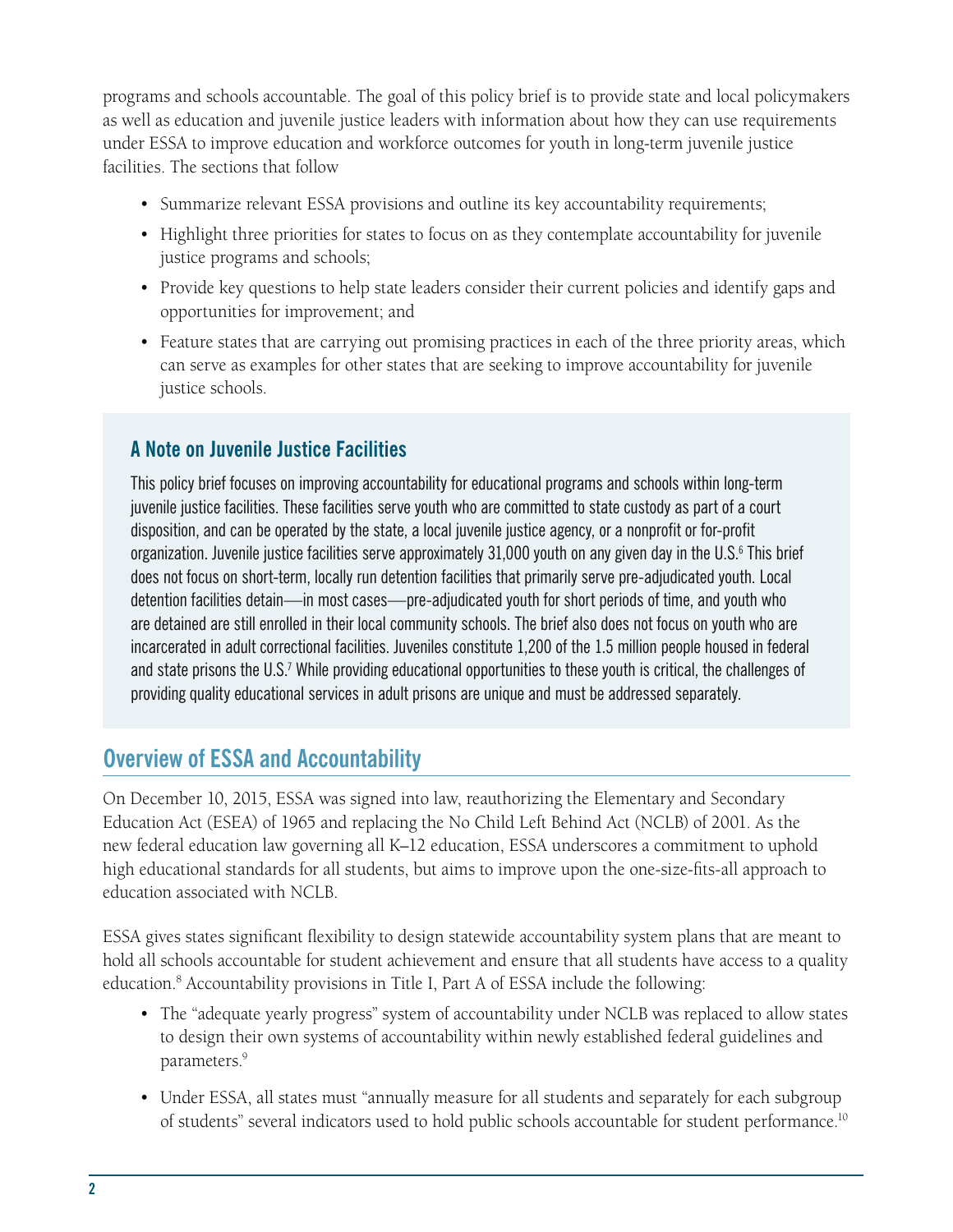programs and schools accountable. The goal of this policy brief is to provide state and local policymakers as well as education and juvenile justice leaders with information about how they can use requirements under ESSA to improve education and workforce outcomes for youth in long-term juvenile justice facilities. The sections that follow

- Summarize relevant ESSA provisions and outline its key accountability requirements;
- Highlight three priorities for states to focus on as they contemplate accountability for juvenile justice programs and schools;
- Provide key questions to help state leaders consider their current policies and identify gaps and opportunities for improvement; and
- Feature states that are carrying out promising practices in each of the three priority areas, which can serve as examples for other states that are seeking to improve accountability for juvenile justice schools.

### A Note on Juvenile Justice Facilities

This policy brief focuses on improving accountability for educational programs and schools within long-term juvenile justice facilities. These facilities serve youth who are committed to state custody as part of a court disposition, and can be operated by the state, a local juvenile justice agency, or a nonprofit or for-profit organization. Juvenile justice facilities serve approximately 31,000 youth on any given day in the U.S.[6] This brief does not focus on short-term, locally run detention facilities that primarily serve pre-adjudicated youth. Local detention facilities detain—in most cases—pre-adjudicated youth for short periods of time, and youth who are detained are still enrolled in their local community schools. The brief also does not focus on youth who are incarcerated in adult correctional facilities. Juveniles constitute 1,200 of the 1.5 million people housed in federal and state prisons the U.S.[7] While providing educational opportunities to these youth is critical, the challenges of providing quality educational services in adult prisons are unique and must be addressed separately.

## Overview of ESSA and Accountability

On December 10, 2015, ESSA was signed into law, reauthorizing the Elementary and Secondary Education Act (ESEA) of 1965 and replacing the No Child Left Behind Act (NCLB) of 2001. As the new federal education law governing all K–12 education, ESSA underscores a commitment to uphold high educational standards for all students, but aims to improve upon the one-size-fits-all approach to education associated with NCLB.

ESSA gives states significant flexibility to design statewide accountability system plans that are meant to hold all schools accountable for student achievement and ensure that all students have access to a quality education.[8] Accountability provisions in Title I, Part A of ESSA include the following:

- The "adequate yearly progress" system of accountability under NCLB was replaced to allow states to design their own systems of accountability within newly established federal guidelines and parameters.[9]
- Under ESSA, all states must "annually measure for all students and separately for each subgroup of students" several indicators used to hold public schools accountable for student performance.[10]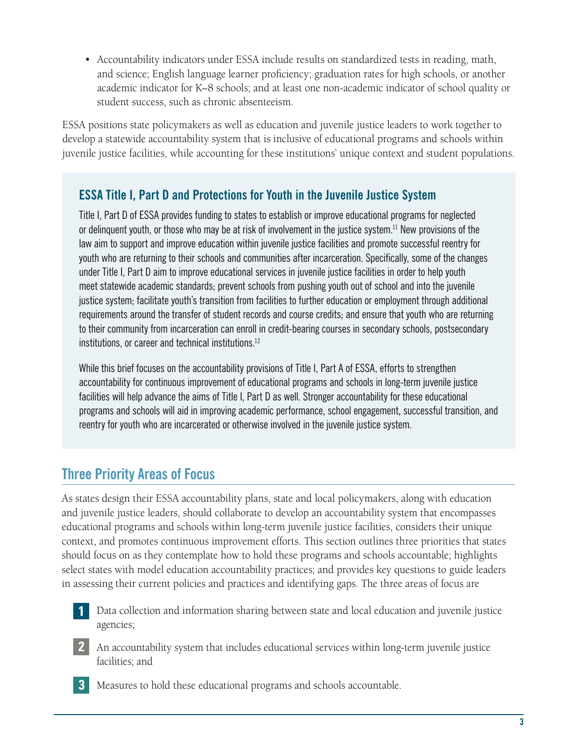- Accountability indicators under ESSA include results on standardized tests in reading, math, and science; English language learner proficiency; graduation rates for high schools, or another academic indicator for K–8 schools; and at least one non-academic indicator of school quality or student success, such as chronic absenteeism.

ESSA positions state policymakers as well as education and juvenile justice leaders to work together to develop a statewide accountability system that is inclusive of educational programs and schools within juvenile justice facilities, while accounting for these institutions' unique context and student populations.

### ESSA Title I, Part D and Protections for Youth in the Juvenile Justice System

Title I, Part D of ESSA provides funding to states to establish or improve educational programs for neglected or delinquent youth, or those who may be at risk of involvement in the justice system.[11] New provisions of the law aim to support and improve education within juvenile justice facilities and promote successful reentry for youth who are returning to their schools and communities after incarceration. Specifically, some of the changes under Title I, Part D aim to improve educational services in juvenile justice facilities in order to help youth meet statewide academic standards; prevent schools from pushing youth out of school and into the juvenile justice system; facilitate youth's transition from facilities to further education or employment through additional requirements around the transfer of student records and course credits; and ensure that youth who are returning to their community from incarceration can enroll in credit-bearing courses in secondary schools, postsecondary institutions, or career and technical institutions.[12]

While this brief focuses on the accountability provisions of Title I, Part A of ESSA, efforts to strengthen accountability for continuous improvement of educational programs and schools in long-term juvenile justice facilities will help advance the aims of Title I, Part D as well. Stronger accountability for these educational programs and schools will aid in improving academic performance, school engagement, successful transition, and reentry for youth who are incarcerated or otherwise involved in the juvenile justice system.

## Three Priority Areas of Focus

As states design their ESSA accountability plans, state and local policymakers, along with education and juvenile justice leaders, should collaborate to develop an accountability system that encompasses educational programs and schools within long-term juvenile justice facilities, considers their unique context, and promotes continuous improvement efforts. This section outlines three priorities that states should focus on as they contemplate how to hold these programs and schools accountable; highlights select states with model education accountability practices; and provides key questions to guide leaders in assessing their current policies and practices and identifying gaps. The three areas of focus are

1. Data collection and information sharing between state and local education and juvenile justice agencies;
2. An accountability system that includes educational services within long-term juvenile justice facilities; and
3. Measures to hold these educational programs and schools accountable.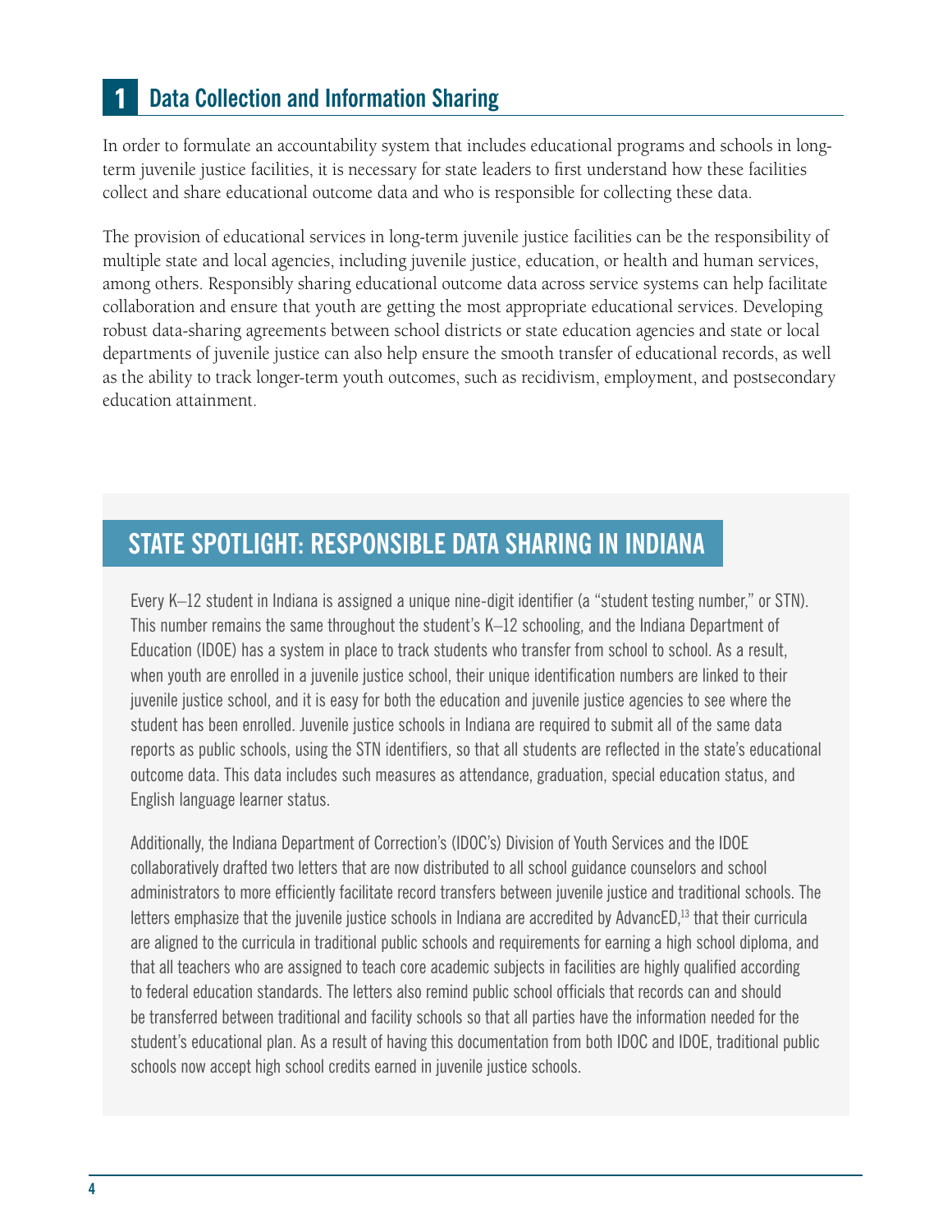## 1 Data Collection and Information Sharing

In order to formulate an accountability system that includes educational programs and schools in long-term juvenile justice facilities, it is necessary for state leaders to first understand how these facilities collect and share educational outcome data and who is responsible for collecting these data.

The provision of educational services in long-term juvenile justice facilities can be the responsibility of multiple state and local agencies, including juvenile justice, education, or health and human services, among others. Responsibly sharing educational outcome data across service systems can help facilitate collaboration and ensure that youth are getting the most appropriate educational services. Developing robust data-sharing agreements between school districts or state education agencies and state or local departments of juvenile justice can also help ensure the smooth transfer of educational records, as well as the ability to track longer-term youth outcomes, such as recidivism, employment, and postsecondary education attainment.

### STATE SPOTLIGHT: RESPONSIBLE DATA SHARING IN INDIANA

Every K–12 student in Indiana is assigned a unique nine-digit identifier (a "student testing number," or STN). This number remains the same throughout the student's K–12 schooling, and the Indiana Department of Education (IDOE) has a system in place to track students who transfer from school to school. As a result, when youth are enrolled in a juvenile justice school, their unique identification numbers are linked to their juvenile justice school, and it is easy for both the education and juvenile justice agencies to see where the student has been enrolled. Juvenile justice schools in Indiana are required to submit all of the same data reports as public schools, using the STN identifiers, so that all students are reflected in the state's educational outcome data. This data includes such measures as attendance, graduation, special education status, and English language learner status.

Additionally, the Indiana Department of Correction's (IDOC's) Division of Youth Services and the IDOE collaboratively drafted two letters that are now distributed to all school guidance counselors and school administrators to more efficiently facilitate record transfers between juvenile justice and traditional schools. The letters emphasize that the juvenile justice schools in Indiana are accredited by AdvancED,[13] that their curricula are aligned to the curricula in traditional public schools and requirements for earning a high school diploma, and that all teachers who are assigned to teach core academic subjects in facilities are highly qualified according to federal education standards. The letters also remind public school officials that records can and should be transferred between traditional and facility schools so that all parties have the information needed for the student's educational plan. As a result of having this documentation from both IDOC and IDOE, traditional public schools now accept high school credits earned in juvenile justice schools.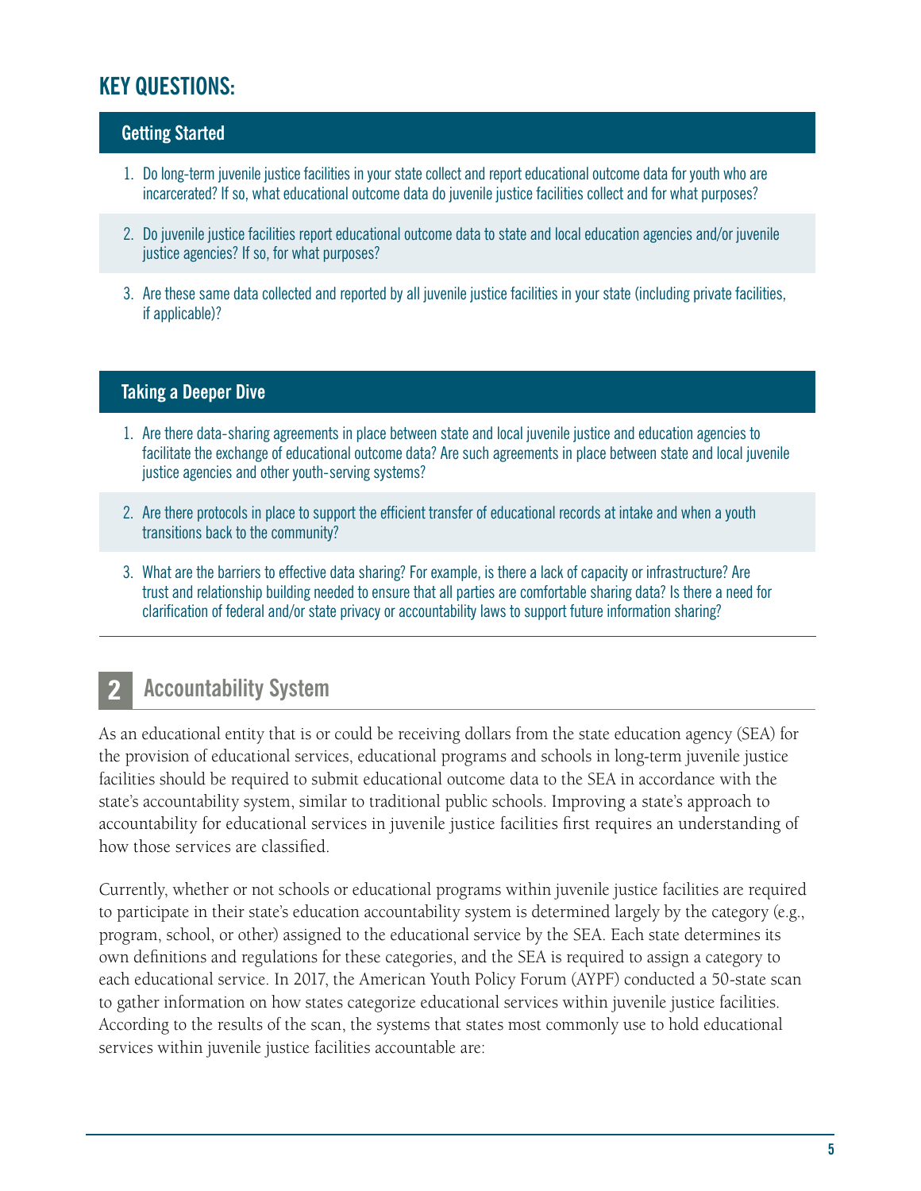## KEY QUESTIONS:

### Getting Started

1. Do long-term juvenile justice facilities in your state collect and report educational outcome data for youth who are incarcerated? If so, what educational outcome data do juvenile justice facilities collect and for what purposes?
2. Do juvenile justice facilities report educational outcome data to state and local education agencies and/or juvenile justice agencies? If so, for what purposes?
3. Are these same data collected and reported by all juvenile justice facilities in your state (including private facilities, if applicable)?

### Taking a Deeper Dive

1. Are there data-sharing agreements in place between state and local juvenile justice and education agencies to facilitate the exchange of educational outcome data? Are such agreements in place between state and local juvenile justice agencies and other youth-serving systems?
2. Are there protocols in place to support the efficient transfer of educational records at intake and when a youth transitions back to the community?
3. What are the barriers to effective data sharing? For example, is there a lack of capacity or infrastructure? Are trust and relationship building needed to ensure that all parties are comfortable sharing data? Is there a need for clarification of federal and/or state privacy or accountability laws to support future information sharing?

## 2 Accountability System

As an educational entity that is or could be receiving dollars from the state education agency (SEA) for the provision of educational services, educational programs and schools in long-term juvenile justice facilities should be required to submit educational outcome data to the SEA in accordance with the state's accountability system, similar to traditional public schools. Improving a state's approach to accountability for educational services in juvenile justice facilities first requires an understanding of how those services are classified.

Currently, whether or not schools or educational programs within juvenile justice facilities are required to participate in their state's education accountability system is determined largely by the category (e.g., program, school, or other) assigned to the educational service by the SEA. Each state determines its own definitions and regulations for these categories, and the SEA is required to assign a category to each educational service. In 2017, the American Youth Policy Forum (AYPF) conducted a 50-state scan to gather information on how states categorize educational services within juvenile justice facilities. According to the results of the scan, the systems that states most commonly use to hold educational services within juvenile justice facilities accountable are: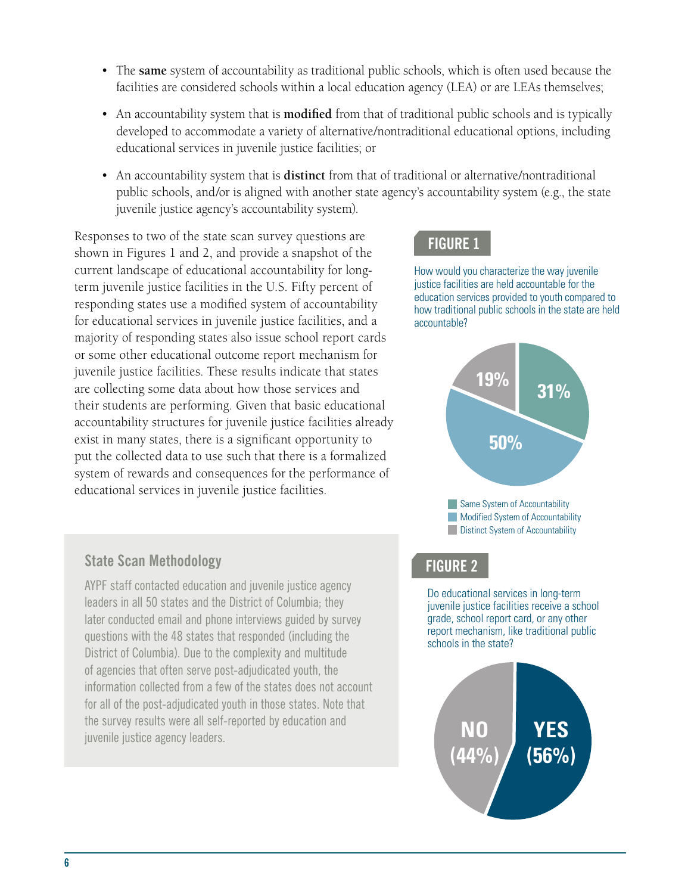- The **same** system of accountability as traditional public schools, which is often used because the facilities are considered schools within a local education agency (LEA) or are LEAs themselves;
- An accountability system that is **modified** from that of traditional public schools and is typically developed to accommodate a variety of alternative/nontraditional educational options, including educational services in juvenile justice facilities; or
- An accountability system that is **distinct** from that of traditional or alternative/nontraditional public schools, and/or is aligned with another state agency's accountability system (e.g., the state juvenile justice agency's accountability system).

Responses to two of the state scan survey questions are shown in Figures 1 and 2, and provide a snapshot of the current landscape of educational accountability for long-term juvenile justice facilities in the U.S. Fifty percent of responding states use a modified system of accountability for educational services in juvenile justice facilities, and a majority of responding states also issue school report cards or some other educational outcome report mechanism for juvenile justice facilities. These results indicate that states are collecting some data about how those services and their students are performing. Given that basic educational accountability structures for juvenile justice facilities already exist in many states, there is a significant opportunity to put the collected data to use such that there is a formalized system of rewards and consequences for the performance of educational services in juvenile justice facilities.

### State Scan Methodology

AYPF staff contacted education and juvenile justice agency leaders in all 50 states and the District of Columbia; they later conducted email and phone interviews guided by survey questions with the 48 states that responded (including the District of Columbia). Due to the complexity and multitude of agencies that often serve post-adjudicated youth, the information collected from a few of the states does not account for all of the post-adjudicated youth in those states. Note that the survey results were all self-reported by education and juvenile justice agency leaders.

**FIGURE 1**

How would you characterize the way juvenile justice facilities are held accountable for the education services provided to youth compared to how traditional public schools in the state are held accountable?

- Same System of Accountability: 31%
- Modified System of Accountability: 50%
- Distinct System of Accountability: 19%

**FIGURE 2**

Do educational services in long-term juvenile justice facilities receive a school grade, school report card, or any other report mechanism, like traditional public schools in the state?

- YES (56%)
- NO (44%)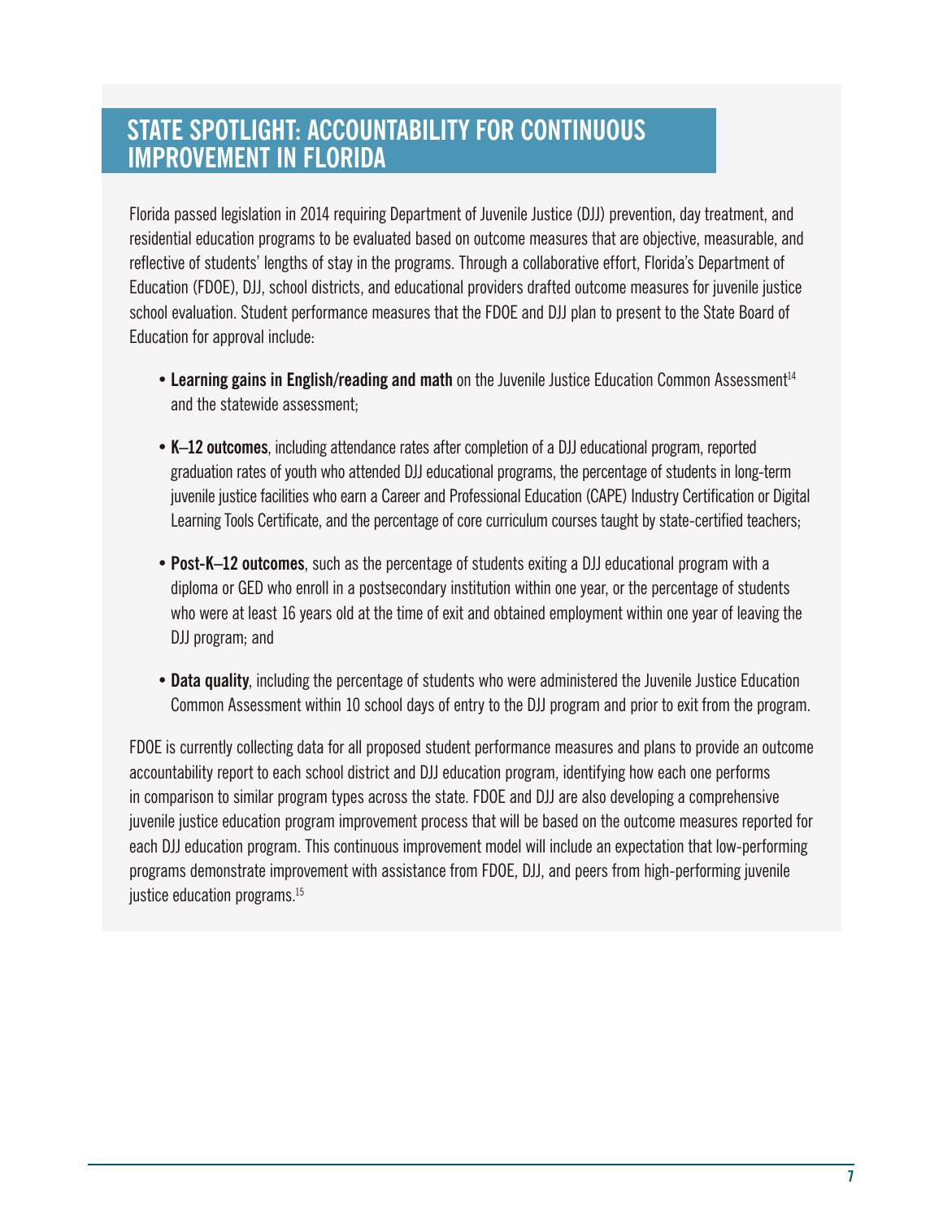## STATE SPOTLIGHT: ACCOUNTABILITY FOR CONTINUOUS IMPROVEMENT IN FLORIDA

Florida passed legislation in 2014 requiring Department of Juvenile Justice (DJJ) prevention, day treatment, and residential education programs to be evaluated based on outcome measures that are objective, measurable, and reflective of students' lengths of stay in the programs. Through a collaborative effort, Florida's Department of Education (FDOE), DJJ, school districts, and educational providers drafted outcome measures for juvenile justice school evaluation. Student performance measures that the FDOE and DJJ plan to present to the State Board of Education for approval include:

- **Learning gains in English/reading and math** on the Juvenile Justice Education Common Assessment[14] and the statewide assessment;
- **K–12 outcomes**, including attendance rates after completion of a DJJ educational program, reported graduation rates of youth who attended DJJ educational programs, the percentage of students in long-term juvenile justice facilities who earn a Career and Professional Education (CAPE) Industry Certification or Digital Learning Tools Certificate, and the percentage of core curriculum courses taught by state-certified teachers;
- **Post-K–12 outcomes**, such as the percentage of students exiting a DJJ educational program with a diploma or GED who enroll in a postsecondary institution within one year, or the percentage of students who were at least 16 years old at the time of exit and obtained employment within one year of leaving the DJJ program; and
- **Data quality**, including the percentage of students who were administered the Juvenile Justice Education Common Assessment within 10 school days of entry to the DJJ program and prior to exit from the program.

FDOE is currently collecting data for all proposed student performance measures and plans to provide an outcome accountability report to each school district and DJJ education program, identifying how each one performs in comparison to similar program types across the state. FDOE and DJJ are also developing a comprehensive juvenile justice education program improvement process that will be based on the outcome measures reported for each DJJ education program. This continuous improvement model will include an expectation that low-performing programs demonstrate improvement with assistance from FDOE, DJJ, and peers from high-performing juvenile justice education programs.[15]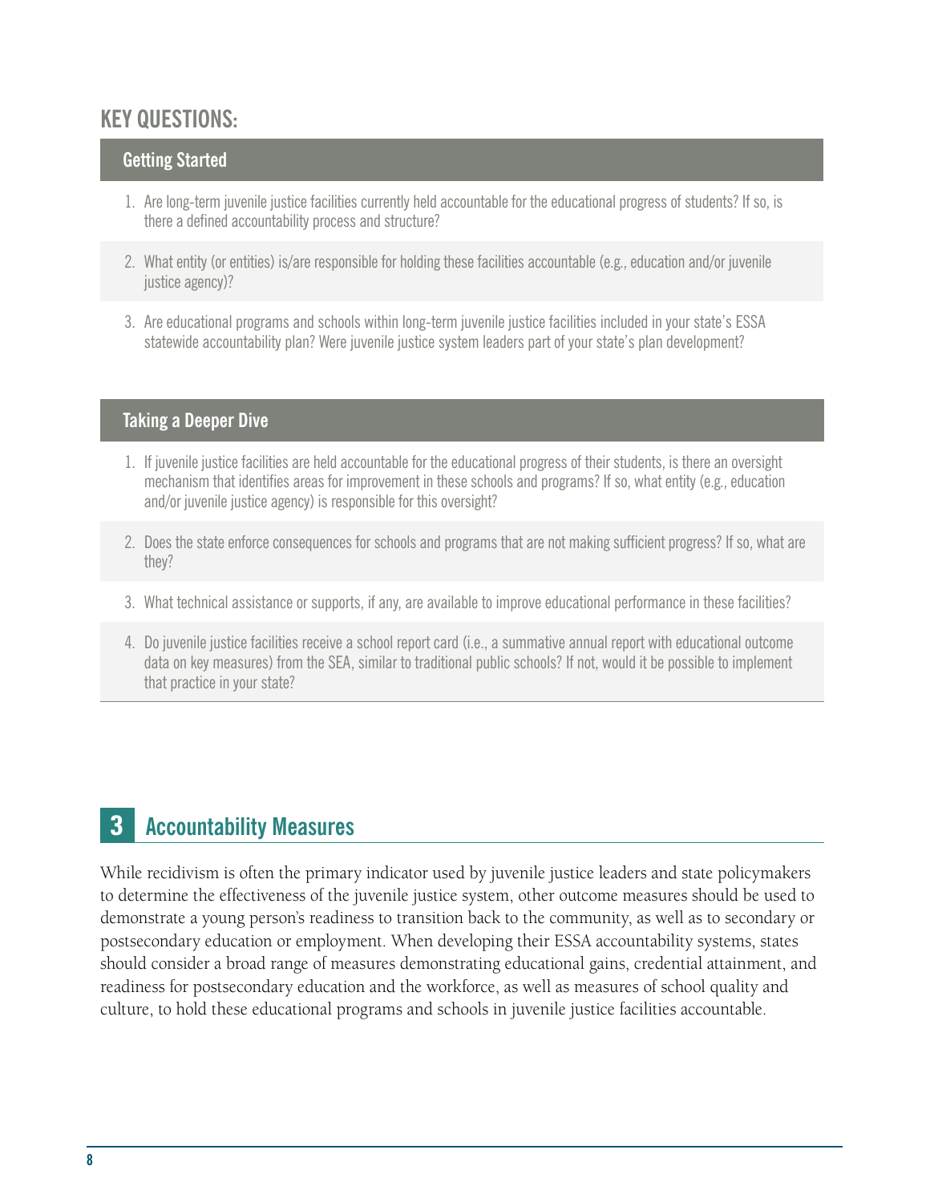## KEY QUESTIONS:

### Getting Started

1. Are long-term juvenile justice facilities currently held accountable for the educational progress of students? If so, is there a defined accountability process and structure?
2. What entity (or entities) is/are responsible for holding these facilities accountable (e.g., education and/or juvenile justice agency)?
3. Are educational programs and schools within long-term juvenile justice facilities included in your state's ESSA statewide accountability plan? Were juvenile justice system leaders part of your state's plan development?

### Taking a Deeper Dive

1. If juvenile justice facilities are held accountable for the educational progress of their students, is there an oversight mechanism that identifies areas for improvement in these schools and programs? If so, what entity (e.g., education and/or juvenile justice agency) is responsible for this oversight?
2. Does the state enforce consequences for schools and programs that are not making sufficient progress? If so, what are they?
3. What technical assistance or supports, if any, are available to improve educational performance in these facilities?
4. Do juvenile justice facilities receive a school report card (i.e., a summative annual report with educational outcome data on key measures) from the SEA, similar to traditional public schools? If not, would it be possible to implement that practice in your state?

## 3 Accountability Measures

While recidivism is often the primary indicator used by juvenile justice leaders and state policymakers to determine the effectiveness of the juvenile justice system, other outcome measures should be used to demonstrate a young person's readiness to transition back to the community, as well as to secondary or postsecondary education or employment. When developing their ESSA accountability systems, states should consider a broad range of measures demonstrating educational gains, credential attainment, and readiness for postsecondary education and the workforce, as well as measures of school quality and culture, to hold these educational programs and schools in juvenile justice facilities accountable.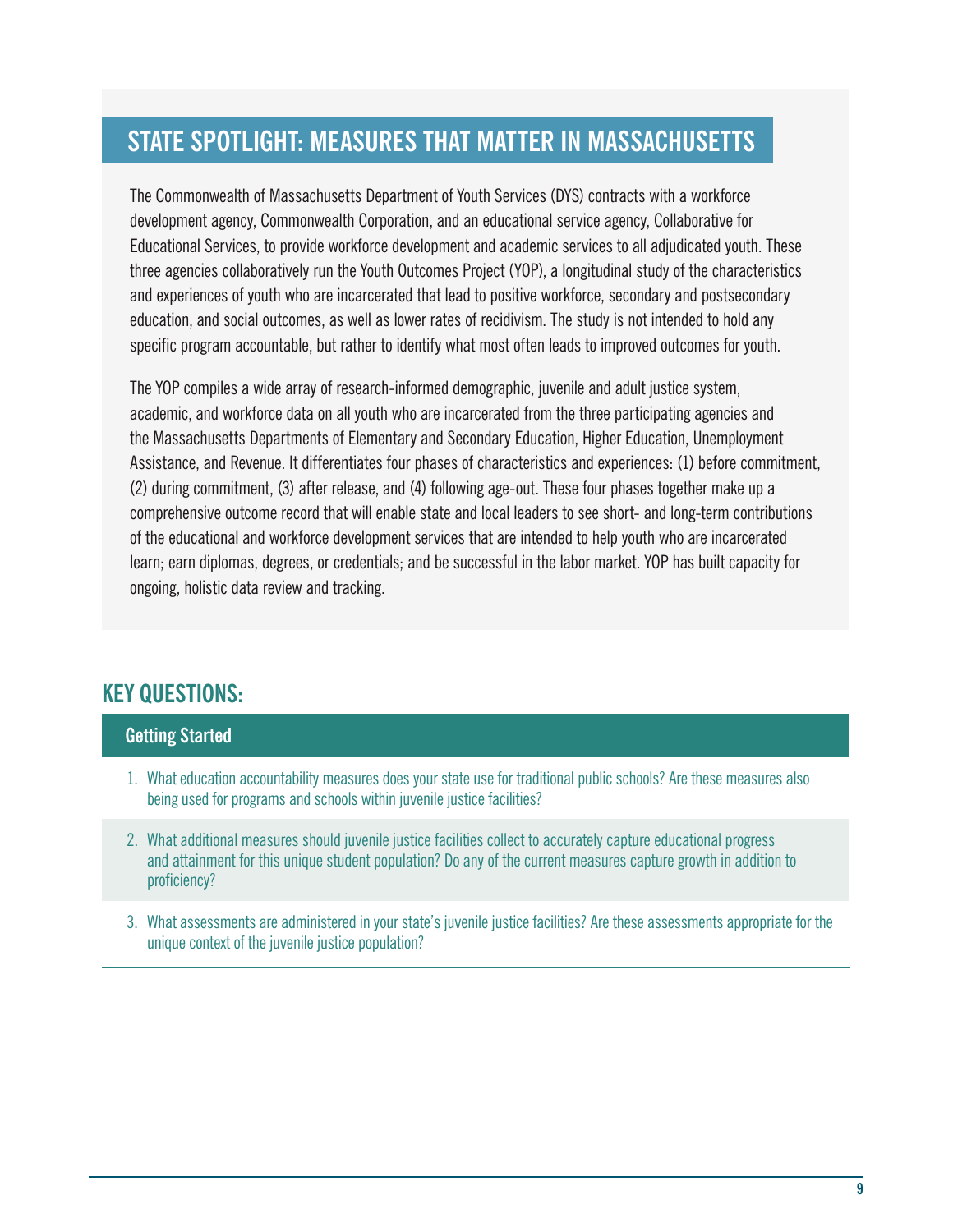## STATE SPOTLIGHT: MEASURES THAT MATTER IN MASSACHUSETTS

The Commonwealth of Massachusetts Department of Youth Services (DYS) contracts with a workforce development agency, Commonwealth Corporation, and an educational service agency, Collaborative for Educational Services, to provide workforce development and academic services to all adjudicated youth. These three agencies collaboratively run the Youth Outcomes Project (YOP), a longitudinal study of the characteristics and experiences of youth who are incarcerated that lead to positive workforce, secondary and postsecondary education, and social outcomes, as well as lower rates of recidivism. The study is not intended to hold any specific program accountable, but rather to identify what most often leads to improved outcomes for youth.

The YOP compiles a wide array of research-informed demographic, juvenile and adult justice system, academic, and workforce data on all youth who are incarcerated from the three participating agencies and the Massachusetts Departments of Elementary and Secondary Education, Higher Education, Unemployment Assistance, and Revenue. It differentiates four phases of characteristics and experiences: (1) before commitment, (2) during commitment, (3) after release, and (4) following age-out. These four phases together make up a comprehensive outcome record that will enable state and local leaders to see short- and long-term contributions of the educational and workforce development services that are intended to help youth who are incarcerated learn; earn diplomas, degrees, or credentials; and be successful in the labor market. YOP has built capacity for ongoing, holistic data review and tracking.

## KEY QUESTIONS:

### Getting Started

1. What education accountability measures does your state use for traditional public schools? Are these measures also being used for programs and schools within juvenile justice facilities?
2. What additional measures should juvenile justice facilities collect to accurately capture educational progress and attainment for this unique student population? Do any of the current measures capture growth in addition to proficiency?
3. What assessments are administered in your state's juvenile justice facilities? Are these assessments appropriate for the unique context of the juvenile justice population?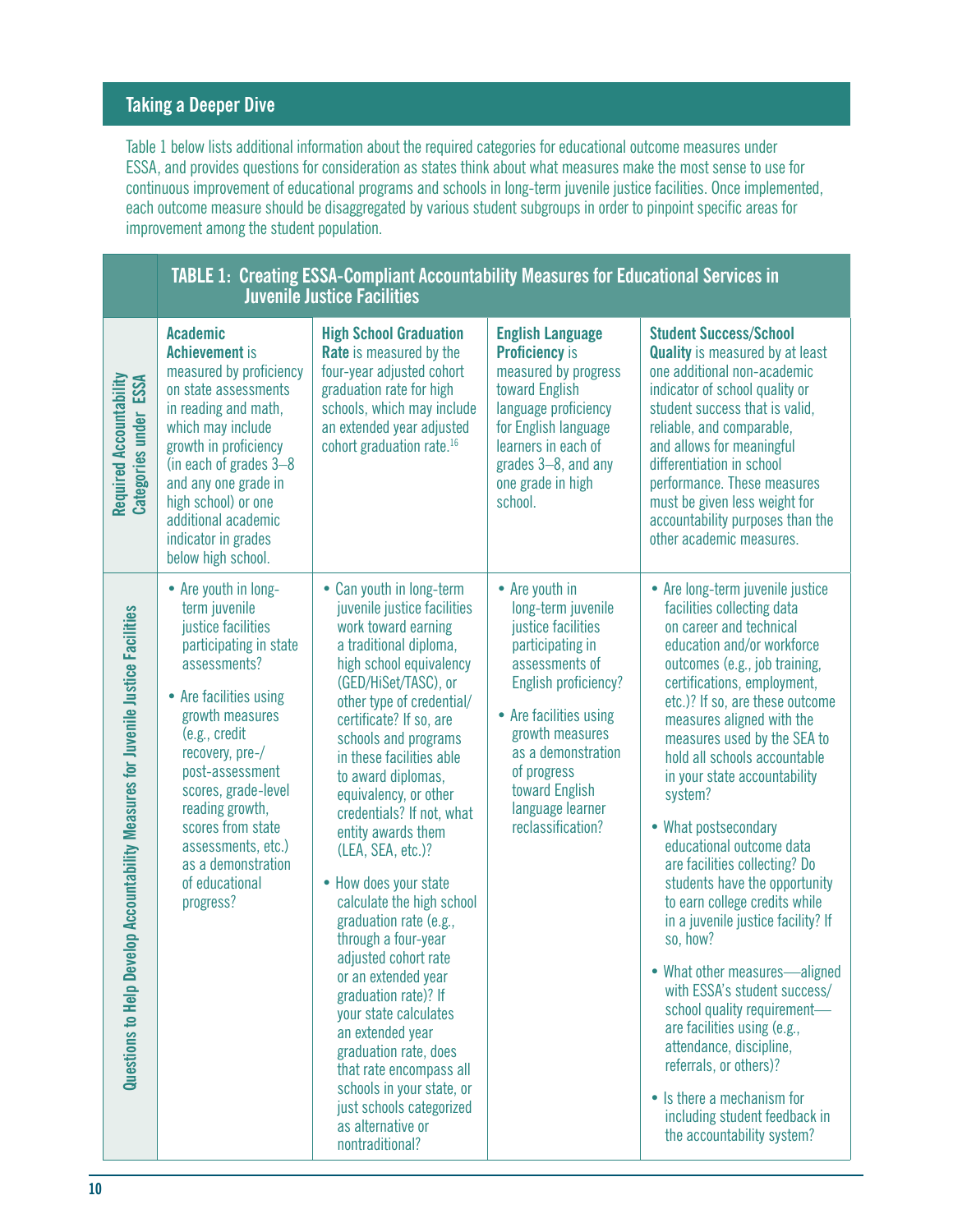## Taking a Deeper Dive

Table 1 below lists additional information about the required categories for educational outcome measures under ESSA, and provides questions for consideration as states think about what measures make the most sense to use for continuous improvement of educational programs and schools in long-term juvenile justice facilities. Once implemented, each outcome measure should be disaggregated by various student subgroups in order to pinpoint specific areas for improvement among the student population.

**TABLE 1: Creating ESSA-Compliant Accountability Measures for Educational Services in Juvenile Justice Facilities**

| | | | | |
|---|---|---|---|---|
| **Required Accountability Categories under ESSA** | **Academic Achievement** is measured by proficiency on state assessments in reading and math, which may include growth in proficiency (in each of grades 3–8 and any one grade in high school) or one additional academic indicator in grades below high school. | **High School Graduation Rate** is measured by the four-year adjusted cohort graduation rate for high schools, which may include an extended year adjusted cohort graduation rate.[16] | **English Language Proficiency** is measured by progress toward English language proficiency for English language learners in each of grades 3–8, and any one grade in high school. | **Student Success/School Quality** is measured by at least one additional non-academic indicator of school quality or student success that is valid, reliable, and comparable, and allows for meaningful differentiation in school performance. These measures must be given less weight for accountability purposes than the other academic measures. |
| **Questions to Help Develop Accountability Measures for Juvenile Justice Facilities** | • Are youth in long-term juvenile justice facilities participating in state assessments?<br>• Are facilities using growth measures (e.g., credit recovery, pre-/post-assessment scores, grade-level reading growth, scores from state assessments, etc.) as a demonstration of educational progress? | • Can youth in long-term juvenile justice facilities work toward earning a traditional diploma, high school equivalency (GED/HiSet/TASC), or other type of credential/certificate? If so, are schools and programs in these facilities able to award diplomas, equivalency, or other credentials? If not, what entity awards them (LEA, SEA, etc.)?<br>• How does your state calculate the high school graduation rate (e.g., through a four-year adjusted cohort rate or an extended year graduation rate)? If your state calculates an extended year graduation rate, does that rate encompass all schools in your state, or just schools categorized as alternative or nontraditional? | • Are youth in long-term juvenile justice facilities participating in assessments of English proficiency?<br>• Are facilities using growth measures as a demonstration of progress toward English language learner reclassification? | • Are long-term juvenile justice facilities collecting data on career and technical education and/or workforce outcomes (e.g., job training, certifications, employment, etc.)? If so, are these outcome measures aligned with the measures used by the SEA to hold all schools accountable in your state accountability system?<br>• What postsecondary educational outcome data are facilities collecting? Do students have the opportunity to earn college credits while in a juvenile justice facility? If so, how?<br>• What other measures—aligned with ESSA's student success/school quality requirement—are facilities using (e.g., attendance, discipline, referrals, or others)?<br>• Is there a mechanism for including student feedback in the accountability system? |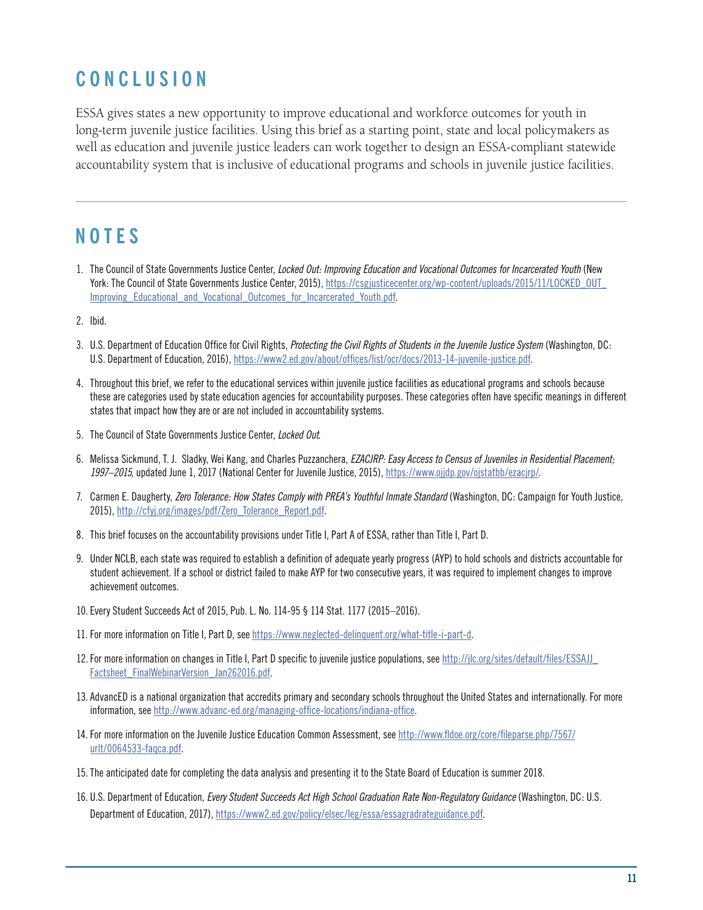# CONCLUSION

ESSA gives states a new opportunity to improve educational and workforce outcomes for youth in long-term juvenile justice facilities. Using this brief as a starting point, state and local policymakers as well as education and juvenile justice leaders can work together to design an ESSA-compliant statewide accountability system that is inclusive of educational programs and schools in juvenile justice facilities.

# NOTES

1. The Council of State Governments Justice Center, *Locked Out: Improving Education and Vocational Outcomes for Incarcerated Youth* (New York: The Council of State Governments Justice Center, 2015), https://csgjusticecenter.org/wp-content/uploads/2015/11/LOCKED_OUT_Improving_Educational_and_Vocational_Outcomes_for_Incarcerated_Youth.pdf.
2. Ibid.
3. U.S. Department of Education Office for Civil Rights, *Protecting the Civil Rights of Students in the Juvenile Justice System* (Washington, DC: U.S. Department of Education, 2016), https://www2.ed.gov/about/offices/list/ocr/docs/2013-14-juvenile-justice.pdf.
4. Throughout this brief, we refer to the educational services within juvenile justice facilities as educational programs and schools because these are categories used by state education agencies for accountability purposes. These categories often have specific meanings in different states that impact how they are or are not included in accountability systems.
5. The Council of State Governments Justice Center, *Locked Out*.
6. Melissa Sickmund, T. J. Sladky, Wei Kang, and Charles Puzzanchera, *EZACJRP: Easy Access to Census of Juveniles in Residential Placement; 1997–2015*, updated June 1, 2017 (National Center for Juvenile Justice, 2015), https://www.ojjdp.gov/ojstatbb/ezacjrp/.
7. Carmen E. Daugherty, *Zero Tolerance: How States Comply with PREA's Youthful Inmate Standard* (Washington, DC: Campaign for Youth Justice, 2015), http://cfyj.org/images/pdf/Zero_Tolerance_Report.pdf.
8. This brief focuses on the accountability provisions under Title I, Part A of ESSA, rather than Title I, Part D.
9. Under NCLB, each state was required to establish a definition of adequate yearly progress (AYP) to hold schools and districts accountable for student achievement. If a school or district failed to make AYP for two consecutive years, it was required to implement changes to improve achievement outcomes.
10. Every Student Succeeds Act of 2015, Pub. L. No. 114-95 § 114 Stat. 1177 (2015–2016).
11. For more information on Title I, Part D, see https://www.neglected-delinquent.org/what-title-i-part-d.
12. For more information on changes in Title I, Part D specific to juvenile justice populations, see http://jlc.org/sites/default/files/ESSAJJ_Factsheet_FinalWebinarVersion_Jan262016.pdf.
13. AdvancED is a national organization that accredits primary and secondary schools throughout the United States and internationally. For more information, see http://www.advanc-ed.org/managing-office-locations/indiana-office.
14. For more information on the Juvenile Justice Education Common Assessment, see http://www.fldoe.org/core/fileparse.php/7567/urlt/0064533-faqca.pdf.
15. The anticipated date for completing the data analysis and presenting it to the State Board of Education is summer 2018.
16. U.S. Department of Education, *Every Student Succeeds Act High School Graduation Rate Non-Regulatory Guidance* (Washington, DC: U.S. Department of Education, 2017), https://www2.ed.gov/policy/elsec/leg/essa/essagradrateguidance.pdf.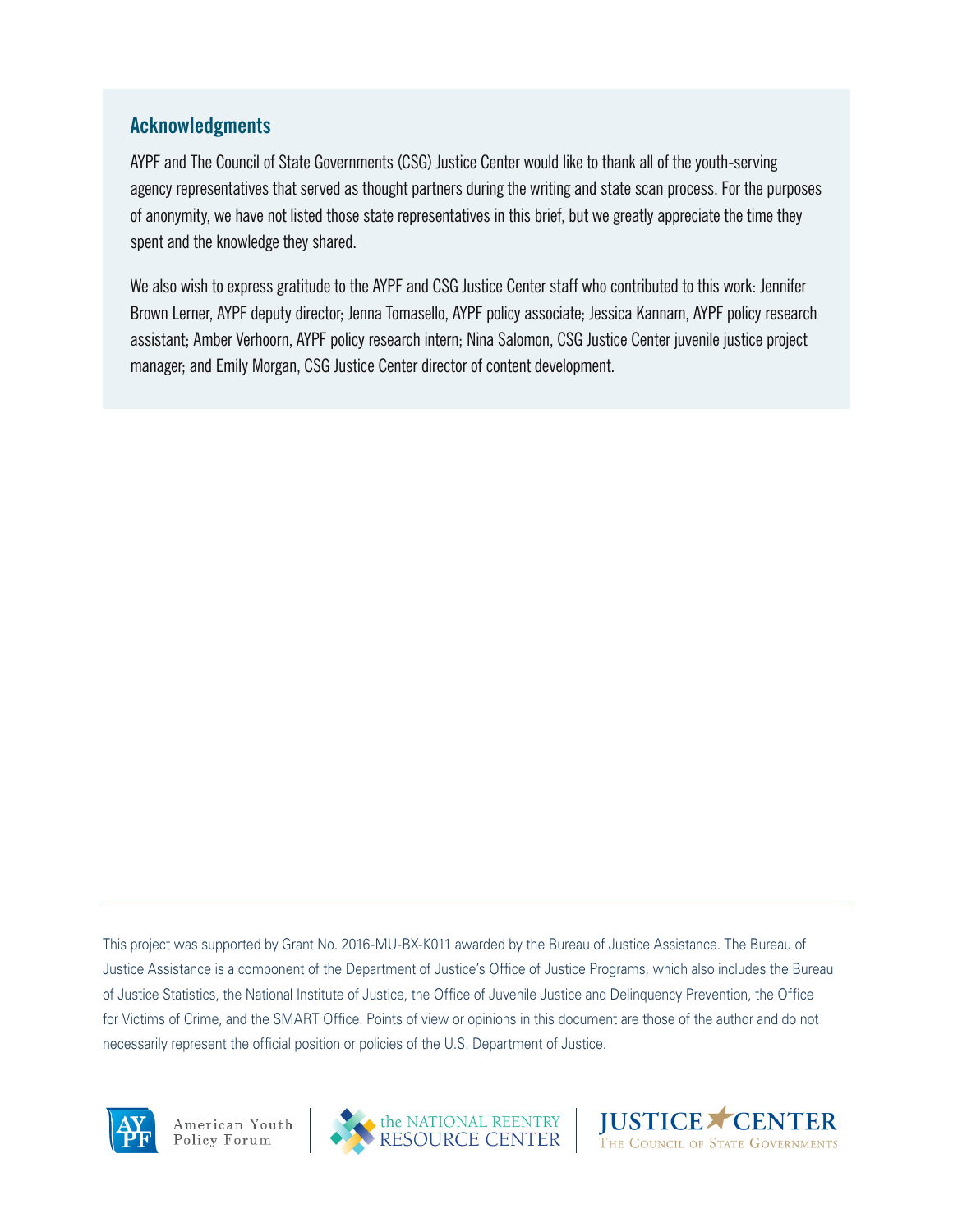## Acknowledgments

AYPF and The Council of State Governments (CSG) Justice Center would like to thank all of the youth-serving agency representatives that served as thought partners during the writing and state scan process. For the purposes of anonymity, we have not listed those state representatives in this brief, but we greatly appreciate the time they spent and the knowledge they shared.

We also wish to express gratitude to the AYPF and CSG Justice Center staff who contributed to this work: Jennifer Brown Lerner, AYPF deputy director; Jenna Tomasello, AYPF policy associate; Jessica Kannam, AYPF policy research assistant; Amber Verhoorn, AYPF policy research intern; Nina Salomon, CSG Justice Center juvenile justice project manager; and Emily Morgan, CSG Justice Center director of content development.

---

This project was supported by Grant No. 2016-MU-BX-K011 awarded by the Bureau of Justice Assistance. The Bureau of Justice Assistance is a component of the Department of Justice's Office of Justice Programs, which also includes the Bureau of Justice Statistics, the National Institute of Justice, the Office of Juvenile Justice and Delinquency Prevention, the Office for Victims of Crime, and the SMART Office. Points of view or opinions in this document are those of the author and do not necessarily represent the official position or policies of the U.S. Department of Justice.

American Youth Policy Forum | the NATIONAL REENTRY RESOURCE CENTER | JUSTICE CENTER The Council of State Governments